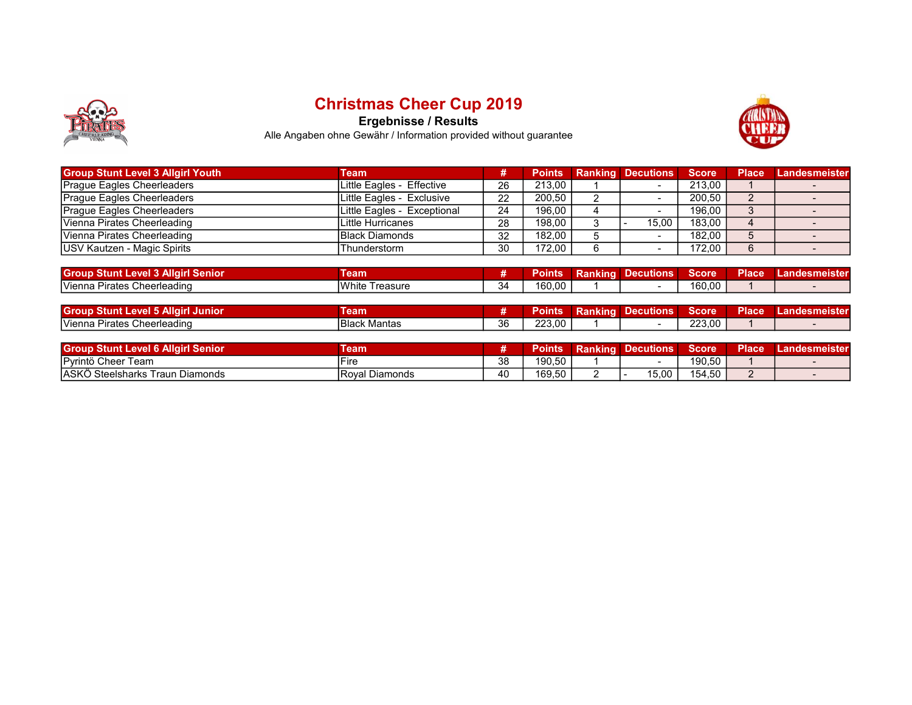# Christmas Cheer Cup 2019

**Ergebnisse / Results**

Alle Angaben ohne Gewähr / Information provided without guarantee

| Group Stunt Level 3 Allgirl Youth | Team | # | Points | Ranking | Decutions | Score | Place | Landesmeister |
|---|---|---|---|---|---|---|---|---|
| Prague Eagles Cheerleaders | Little Eagles - Effective | 26 | 213,00 | 1 | - | 213,00 | 1 | - |
| Prague Eagles Cheerleaders | Little Eagles - Exclusive | 22 | 200,50 | 2 | - | 200,50 | 2 | - |
| Prague Eagles Cheerleaders | Little Eagles - Exceptional | 24 | 196,00 | 4 | - | 196,00 | 3 | - |
| Vienna Pirates Cheerleading | Little Hurricanes | 28 | 198,00 | 3 | - 15,00 | 183,00 | 4 | - |
| Vienna Pirates Cheerleading | Black Diamonds | 32 | 182,00 | 5 | - | 182,00 | 5 | - |
| USV Kautzen - Magic Spirits | Thunderstorm | 30 | 172,00 | 6 | - | 172,00 | 6 | - |

| Group Stunt Level 3 Allgirl Senior | Team | # | Points | Ranking | Decutions | Score | Place | Landesmeister |
|---|---|---|---|---|---|---|---|---|
| Vienna Pirates Cheerleading | White Treasure | 34 | 160,00 | 1 | - | 160,00 | 1 | - |

| Group Stunt Level 5 Allgirl Junior | Team | # | Points | Ranking | Decutions | Score | Place | Landesmeister |
|---|---|---|---|---|---|---|---|---|
| Vienna Pirates Cheerleading | Black Mantas | 36 | 223,00 | 1 | - | 223,00 | 1 | - |

| Group Stunt Level 6 Allgirl Senior | Team | # | Points | Ranking | Decutions | Score | Place | Landesmeister |
|---|---|---|---|---|---|---|---|---|
| Pyrintö Cheer Team | Fire | 38 | 190,50 | 1 | - | 190,50 | 1 | - |
| ASKÖ Steelsharks Traun Diamonds | Royal Diamonds | 40 | 169,50 | 2 | - 15,00 | 154,50 | 2 | - |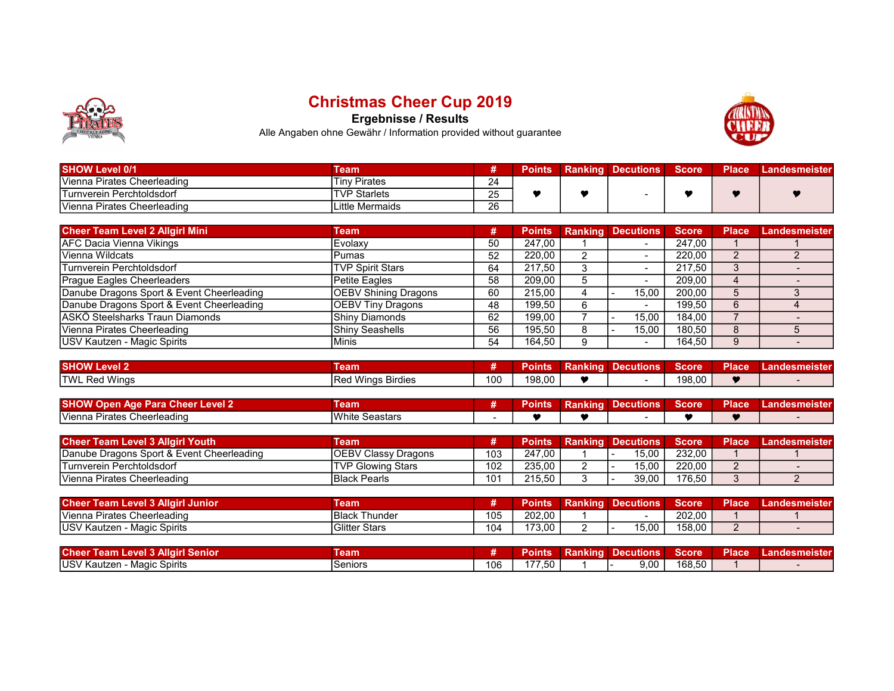# Christmas Cheer Cup 2019

**Ergebnisse / Results**

Alle Angaben ohne Gewähr / Information provided without guarantee

| SHOW Level 0/1 | Team | # | Points | Ranking | Decutions | Score | Place | Landesmeister |
|---|---|---|---|---|---|---|---|---|
| Vienna Pirates Cheerleading | Tiny Pirates | 24 | ♥ | ♥ | - | ♥ | ♥ | ♥ |
| Turnverein Perchtoldsdorf | TVP Starlets | 25 | | | | | | |
| Vienna Pirates Cheerleading | Little Mermaids | 26 | | | | | | |

| Cheer Team Level 2 Allgirl Mini | Team | # | Points | Ranking | Decutions | Score | Place | Landesmeister |
|---|---|---|---|---|---|---|---|---|
| AFC Dacia Vienna Vikings | Evolaxy | 50 | 247,00 | 1 | - | 247,00 | 1 | 1 |
| Vienna Wildcats | Pumas | 52 | 220,00 | 2 | - | 220,00 | 2 | 2 |
| Turnverein Perchtoldsdorf | TVP Spirit Stars | 64 | 217,50 | 3 | - | 217,50 | 3 | - |
| Prague Eagles Cheerleaders | Petite Eagles | 58 | 209,00 | 5 | - | 209,00 | 4 | - |
| Danube Dragons Sport & Event Cheerleading | OEBV Shining Dragons | 60 | 215,00 | 4 | - 15,00 | 200,00 | 5 | 3 |
| Danube Dragons Sport & Event Cheerleading | OEBV Tiny Dragons | 48 | 199,50 | 6 | - | 199,50 | 6 | 4 |
| ASKÖ Steelsharks Traun Diamonds | Shiny Diamonds | 62 | 199,00 | 7 | - 15,00 | 184,00 | 7 | - |
| Vienna Pirates Cheerleading | Shiny Seashells | 56 | 195,50 | 8 | - 15,00 | 180,50 | 8 | 5 |
| USV Kautzen - Magic Spirits | Minis | 54 | 164,50 | 9 | - | 164,50 | 9 | - |

| SHOW Level 2 | Team | # | Points | Ranking | Decutions | Score | Place | Landesmeister |
|---|---|---|---|---|---|---|---|---|
| TWL Red Wings | Red Wings Birdies | 100 | 198,00 | ♥ | - | 198,00 | ♥ | - |

| SHOW Open Age Para Cheer Level 2 | Team | # | Points | Ranking | Decutions | Score | Place | Landesmeister |
|---|---|---|---|---|---|---|---|---|
| Vienna Pirates Cheerleading | White Seastars | - | ♥ | ♥ | - | ♥ | ♥ | - |

| Cheer Team Level 3 Allgirl Youth | Team | # | Points | Ranking | Decutions | Score | Place | Landesmeister |
|---|---|---|---|---|---|---|---|---|
| Danube Dragons Sport & Event Cheerleading | OEBV Classy Dragons | 103 | 247,00 | 1 | - 15,00 | 232,00 | 1 | 1 |
| Turnverein Perchtoldsdorf | TVP Glowing Stars | 102 | 235,00 | 2 | - 15,00 | 220,00 | 2 | - |
| Vienna Pirates Cheerleading | Black Pearls | 101 | 215,50 | 3 | - 39,00 | 176,50 | 3 | 2 |

| Cheer Team Level 3 Allgirl Junior | Team | # | Points | Ranking | Decutions | Score | Place | Landesmeister |
|---|---|---|---|---|---|---|---|---|
| Vienna Pirates Cheerleading | Black Thunder | 105 | 202,00 | 1 | - | 202,00 | 1 | 1 |
| USV Kautzen - Magic Spirits | Glitter Stars | 104 | 173,00 | 2 | - 15,00 | 158,00 | 2 | - |

| Cheer Team Level 3 Allgirl Senior | Team | # | Points | Ranking | Decutions | Score | Place | Landesmeister |
|---|---|---|---|---|---|---|---|---|
| USV Kautzen - Magic Spirits | Seniors | 106 | 177,50 | 1 | - 9,00 | 168,50 | 1 | - |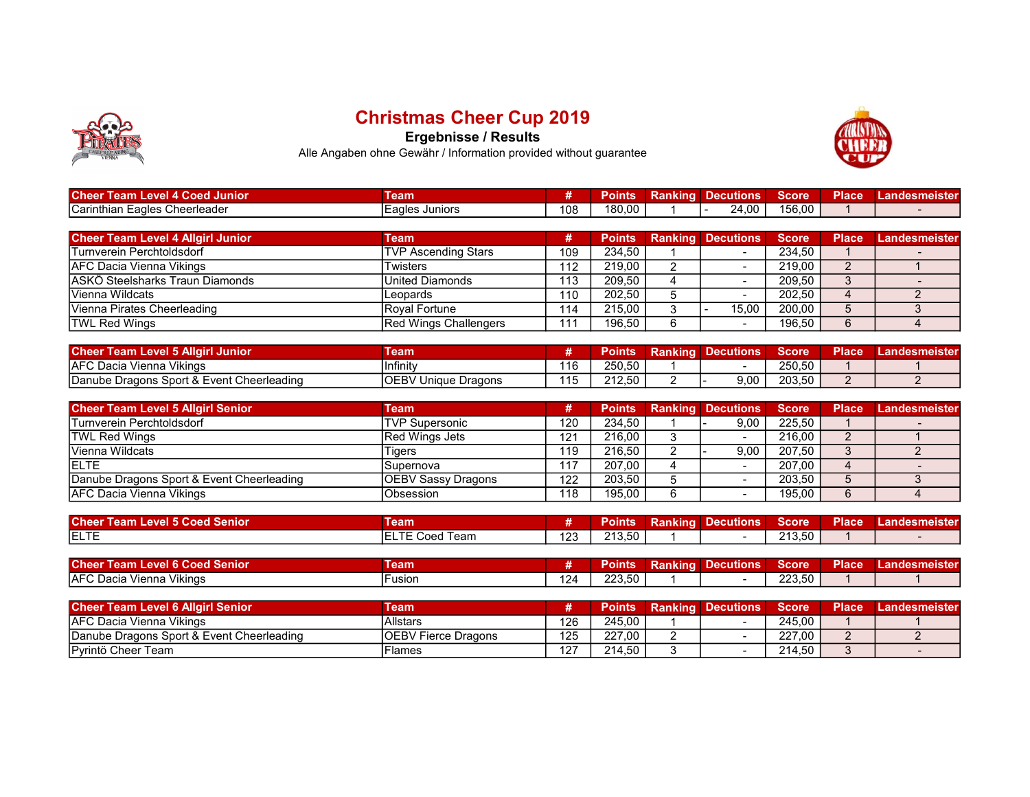# Christmas Cheer Cup 2019

## Ergebnisse / Results

Alle Angaben ohne Gewähr / Information provided without guarantee

| Cheer Team Level 4 Coed Junior | Team | # | Points | Ranking | Decutions | Score | Place | Landesmeister |
|---|---|---|---|---|---|---|---|---|
| Carinthian Eagles Cheerleader | Eagles Juniors | 108 | 180,00 | 1 | - 24,00 | 156,00 | 1 | - |

| Cheer Team Level 4 Allgirl Junior | Team | # | Points | Ranking | Decutions | Score | Place | Landesmeister |
|---|---|---|---|---|---|---|---|---|
| Turnverein Perchtoldsdorf | TVP Ascending Stars | 109 | 234,50 | 1 | - | 234,50 | 1 | - |
| AFC Dacia Vienna Vikings | Twisters | 112 | 219,00 | 2 | - | 219,00 | 2 | 1 |
| ASKÖ Steelsharks Traun Diamonds | United Diamonds | 113 | 209,50 | 4 | - | 209,50 | 3 | - |
| Vienna Wildcats | Leopards | 110 | 202,50 | 5 | - | 202,50 | 4 | 2 |
| Vienna Pirates Cheerleading | Royal Fortune | 114 | 215,00 | 3 | - 15,00 | 200,00 | 5 | 3 |
| TWL Red Wings | Red Wings Challengers | 111 | 196,50 | 6 | - | 196,50 | 6 | 4 |

| Cheer Team Level 5 Allgirl Junior | Team | # | Points | Ranking | Decutions | Score | Place | Landesmeister |
|---|---|---|---|---|---|---|---|---|
| AFC Dacia Vienna Vikings | Infinity | 116 | 250,50 | 1 | - | 250,50 | 1 | 1 |
| Danube Dragons Sport & Event Cheerleading | OEBV Unique Dragons | 115 | 212,50 | 2 | - 9,00 | 203,50 | 2 | 2 |

| Cheer Team Level 5 Allgirl Senior | Team | # | Points | Ranking | Decutions | Score | Place | Landesmeister |
|---|---|---|---|---|---|---|---|---|
| Turnverein Perchtoldsdorf | TVP Supersonic | 120 | 234,50 | 1 | - 9,00 | 225,50 | 1 | - |
| TWL Red Wings | Red Wings Jets | 121 | 216,00 | 3 | - | 216,00 | 2 | 1 |
| Vienna Wildcats | Tigers | 119 | 216,50 | 2 | - 9,00 | 207,50 | 3 | 2 |
| ELTE | Supernova | 117 | 207,00 | 4 | - | 207,00 | 4 | - |
| Danube Dragons Sport & Event Cheerleading | OEBV Sassy Dragons | 122 | 203,50 | 5 | - | 203,50 | 5 | 3 |
| AFC Dacia Vienna Vikings | Obsession | 118 | 195,00 | 6 | - | 195,00 | 6 | 4 |

| Cheer Team Level 5 Coed Senior | Team | # | Points | Ranking | Decutions | Score | Place | Landesmeister |
|---|---|---|---|---|---|---|---|---|
| ELTE | ELTE Coed Team | 123 | 213,50 | 1 | - | 213,50 | 1 | - |

| Cheer Team Level 6 Coed Senior | Team | # | Points | Ranking | Decutions | Score | Place | Landesmeister |
|---|---|---|---|---|---|---|---|---|
| AFC Dacia Vienna Vikings | Fusion | 124 | 223,50 | 1 | - | 223,50 | 1 | 1 |

| Cheer Team Level 6 Allgirl Senior | Team | # | Points | Ranking | Decutions | Score | Place | Landesmeister |
|---|---|---|---|---|---|---|---|---|
| AFC Dacia Vienna Vikings | Allstars | 126 | 245,00 | 1 | - | 245,00 | 1 | 1 |
| Danube Dragons Sport & Event Cheerleading | OEBV Fierce Dragons | 125 | 227,00 | 2 | - | 227,00 | 2 | 2 |
| Pyrintö Cheer Team | Flames | 127 | 214,50 | 3 | - | 214,50 | 3 | - |